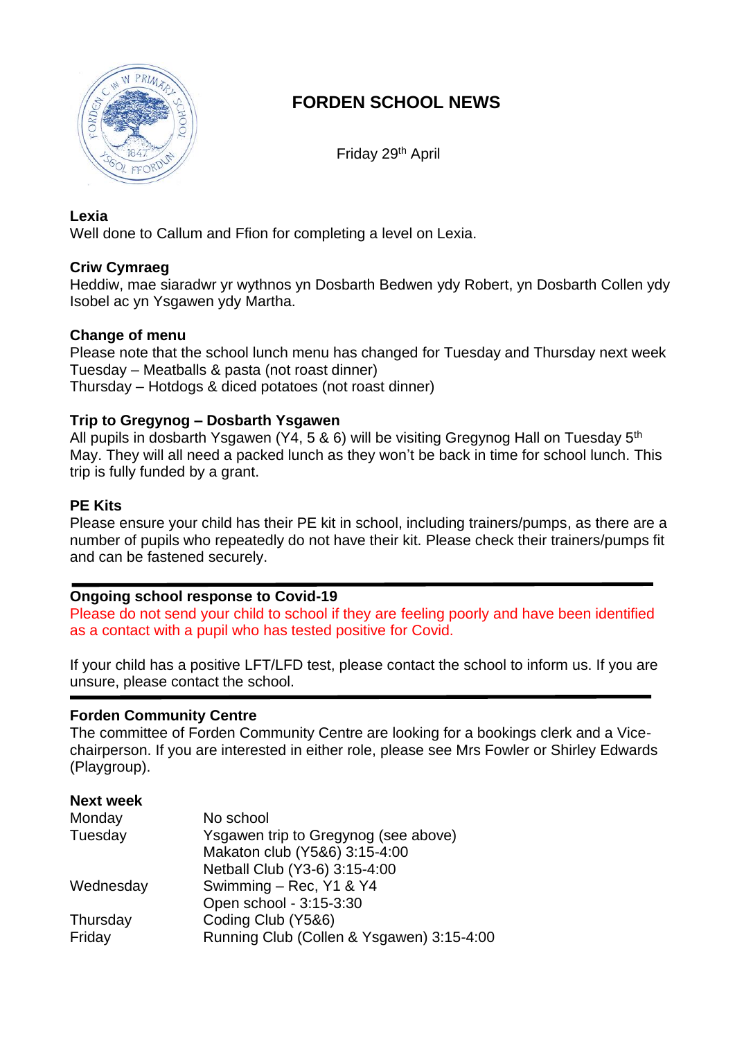# FORDEN SCHOOL NEWS

Friday 29th April

**Lexia**

Well done to Callum and Ffion for completing a level on Lexia.

**Criw Cymraeg**

Heddiw, mae siaradwr yr wythnos yn Dosbarth Bedwen ydy Robert, yn Dosbarth Collen ydy Isobel ac yn Ysgawen ydy Martha.

**Change of menu**

Please note that the school lunch menu has changed for Tuesday and Thursday next week
Tuesday – Meatballs & pasta (not roast dinner)
Thursday – Hotdogs & diced potatoes (not roast dinner)

**Trip to Gregynog – Dosbarth Ysgawen**

All pupils in dosbarth Ysgawen (Y4, 5 & 6) will be visiting Gregynog Hall on Tuesday 5th May. They will all need a packed lunch as they won't be back in time for school lunch. This trip is fully funded by a grant.

**PE Kits**

Please ensure your child has their PE kit in school, including trainers/pumps, as there are a number of pupils who repeatedly do not have their kit. Please check their trainers/pumps fit and can be fastened securely.

---

**Ongoing school response to Covid-19**

Please do not send your child to school if they are feeling poorly and have been identified as a contact with a pupil who has tested positive for Covid.

If your child has a positive LFT/LFD test, please contact the school to inform us. If you are unsure, please contact the school.

---

**Forden Community Centre**

The committee of Forden Community Centre are looking for a bookings clerk and a Vice-chairperson. If you are interested in either role, please see Mrs Fowler or Shirley Edwards (Playgroup).

**Next week**

| | |
|---|---|
| Monday | No school |
| Tuesday | Ysgawen trip to Gregynog (see above) |
| | Makaton club (Y5&6) 3:15-4:00 |
| | Netball Club (Y3-6) 3:15-4:00 |
| Wednesday | Swimming – Rec, Y1 & Y4 |
| | Open school - 3:15-3:30 |
| Thursday | Coding Club (Y5&6) |
| Friday | Running Club (Collen & Ysgawen) 3:15-4:00 |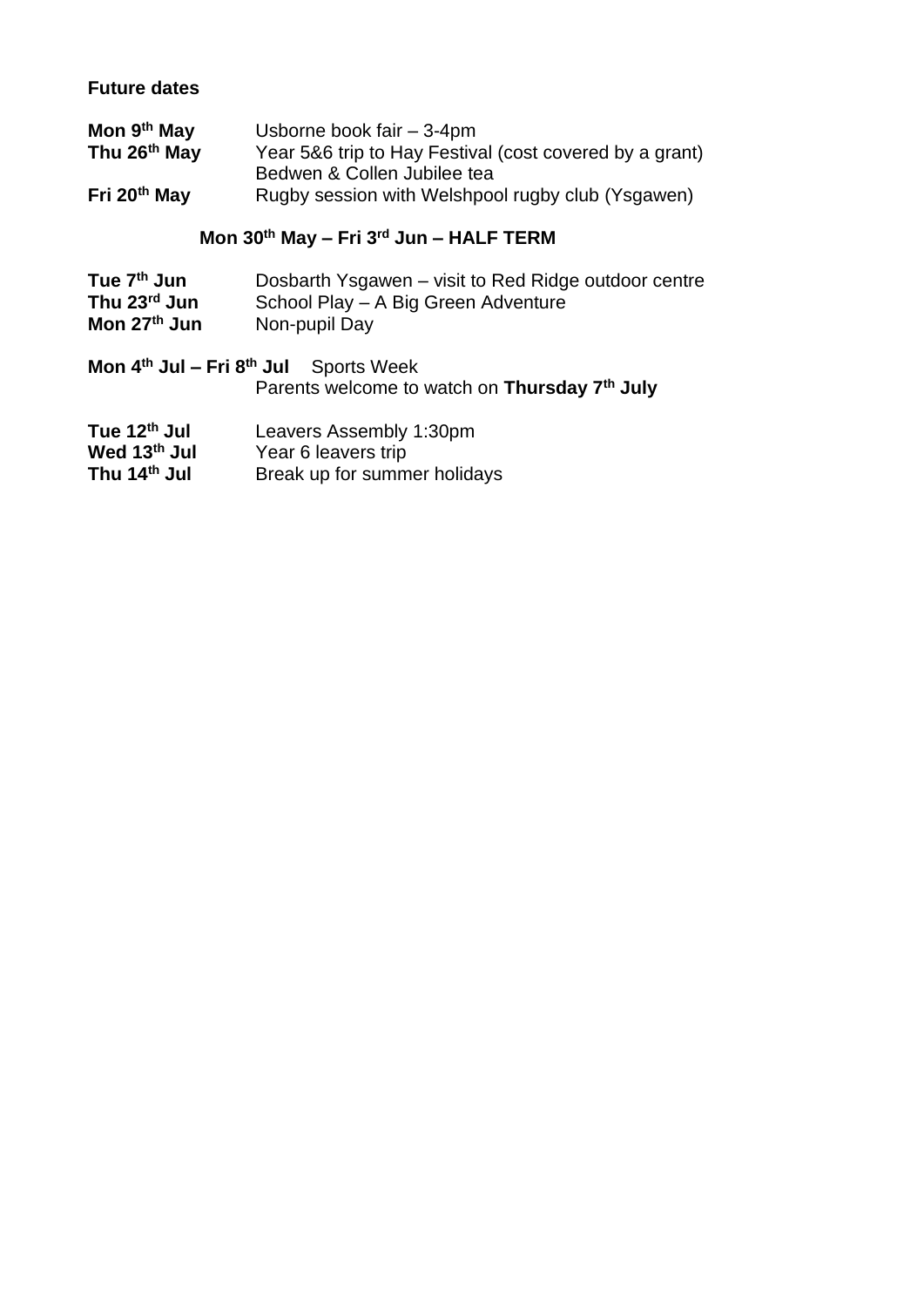**Future dates**

| | |
|---|---|
| **Mon 9th May** | Usborne book fair – 3-4pm |
| **Thu 26th May** | Year 5&6 trip to Hay Festival (cost covered by a grant) |
| | Bedwen & Collen Jubilee tea |
| **Fri 20th May** | Rugby session with Welshpool rugby club (Ysgawen) |

**Mon 30th May – Fri 3rd Jun – HALF TERM**

| | |
|---|---|
| **Tue 7th Jun** | Dosbarth Ysgawen – visit to Red Ridge outdoor centre |
| **Thu 23rd Jun** | School Play – A Big Green Adventure |
| **Mon 27th Jun** | Non-pupil Day |

**Mon 4th Jul – Fri 8th Jul** Sports Week
Parents welcome to watch on **Thursday 7th July**

| | |
|---|---|
| **Tue 12th Jul** | Leavers Assembly 1:30pm |
| **Wed 13th Jul** | Year 6 leavers trip |
| **Thu 14th Jul** | Break up for summer holidays |